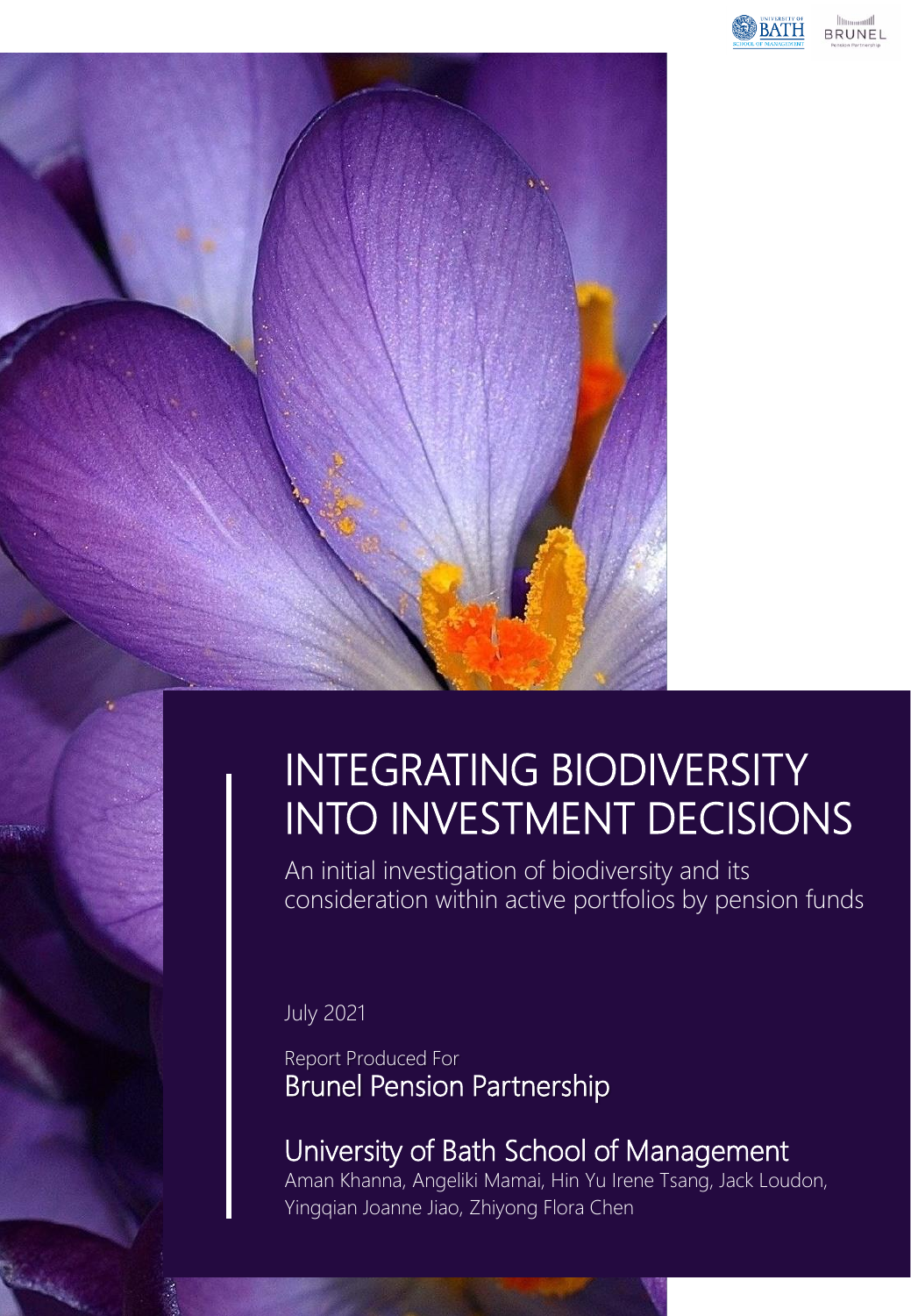# INTEGRATING BIODIVERSITY INTO INVESTMENT DECISIONS

An initial investigation of biodiversity and its consideration within active portfolios by pension funds

July 2021

Report Produced For

Brunel Pension Partnership

University of Bath School of Management

Aman Khanna, Angeliki Mamai, Hin Yu Irene Tsang, Jack Loudon, Yingqian Joanne Jiao, Zhiyong Flora Chen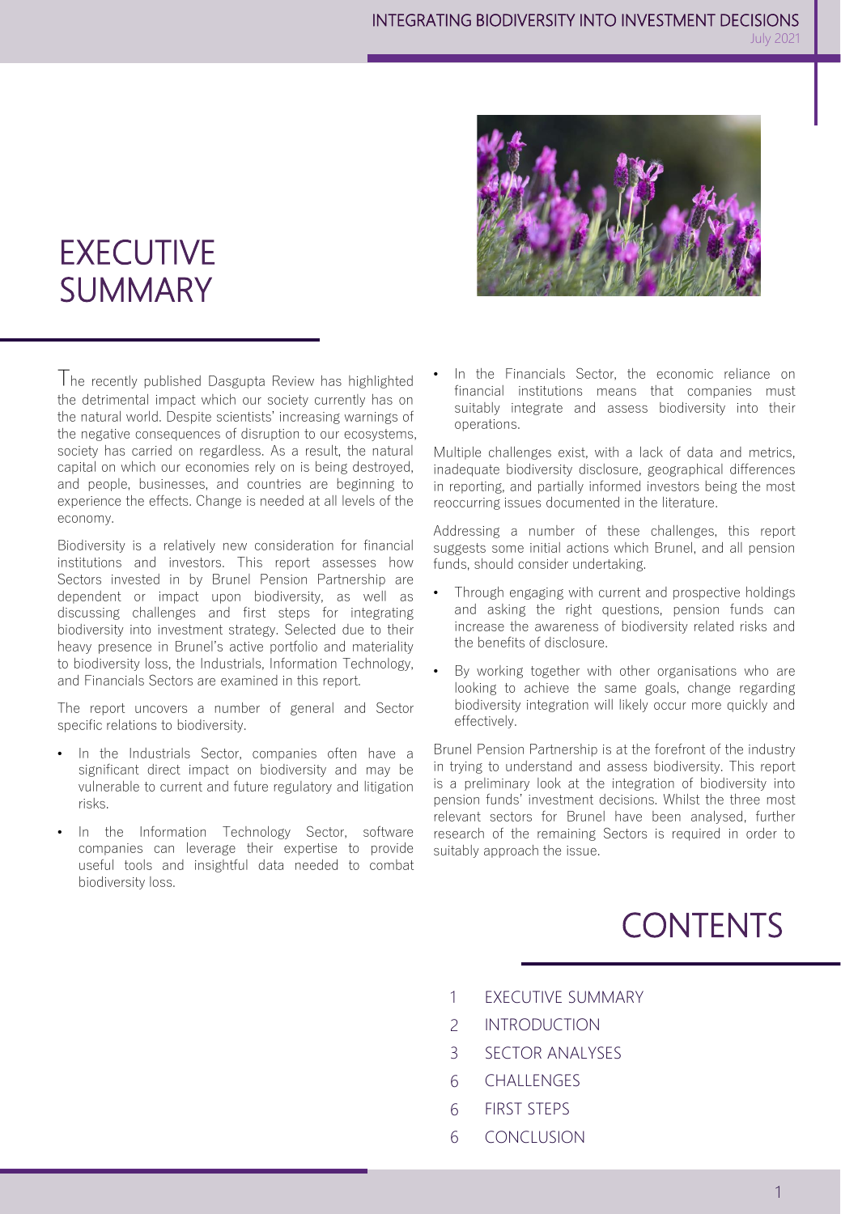# EXECUTIVE SUMMARY

The recently published Dasgupta Review has highlighted the detrimental impact which our society currently has on the natural world. Despite scientists' increasing warnings of the negative consequences of disruption to our ecosystems, society has carried on regardless. As a result, the natural capital on which our economies rely on is being destroyed, and people, businesses, and countries are beginning to experience the effects. Change is needed at all levels of the economy.

Biodiversity is a relatively new consideration for financial institutions and investors. This report assesses how Sectors invested in by Brunel Pension Partnership are dependent or impact upon biodiversity, as well as discussing challenges and first steps for integrating biodiversity into investment strategy. Selected due to their heavy presence in Brunel's active portfolio and materiality to biodiversity loss, the Industrials, Information Technology, and Financials Sectors are examined in this report.

The report uncovers a number of general and Sector specific relations to biodiversity.

- In the Industrials Sector, companies often have a significant direct impact on biodiversity and may be vulnerable to current and future regulatory and litigation risks.
- In the Information Technology Sector, software companies can leverage their expertise to provide useful tools and insightful data needed to combat biodiversity loss.
- In the Financials Sector, the economic reliance on financial institutions means that companies must suitably integrate and assess biodiversity into their operations.

Multiple challenges exist, with a lack of data and metrics, inadequate biodiversity disclosure, geographical differences in reporting, and partially informed investors being the most reoccurring issues documented in the literature.

Addressing a number of these challenges, this report suggests some initial actions which Brunel, and all pension funds, should consider undertaking.

- Through engaging with current and prospective holdings and asking the right questions, pension funds can increase the awareness of biodiversity related risks and the benefits of disclosure.
- By working together with other organisations who are looking to achieve the same goals, change regarding biodiversity integration will likely occur more quickly and effectively.

Brunel Pension Partnership is at the forefront of the industry in trying to understand and assess biodiversity. This report is a preliminary look at the integration of biodiversity into pension funds' investment decisions. Whilst the three most relevant sectors for Brunel have been analysed, further research of the remaining Sectors is required in order to suitably approach the issue.

# CONTENTS

1 EXECUTIVE SUMMARY
2 INTRODUCTION
3 SECTOR ANALYSES
6 CHALLENGES
6 FIRST STEPS
6 CONCLUSION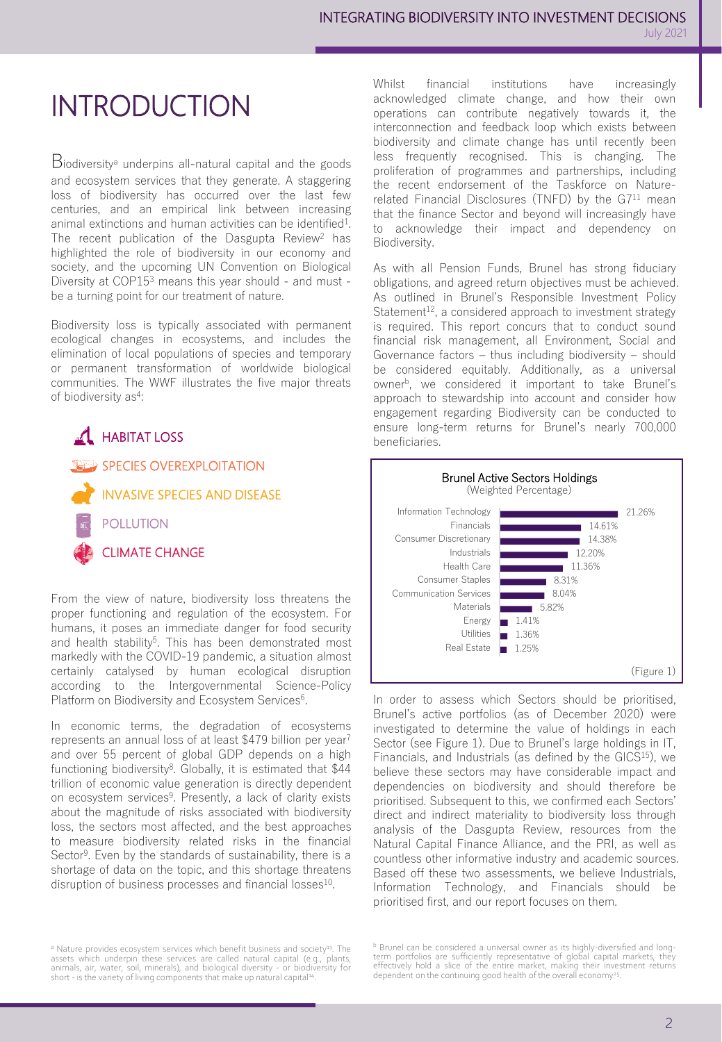# INTRODUCTION

Biodiversity[a] underpins all-natural capital and the goods and ecosystem services that they generate. A staggering loss of biodiversity has occurred over the last few centuries, and an empirical link between increasing animal extinctions and human activities can be identified[1]. The recent publication of the Dasgupta Review[2] has highlighted the role of biodiversity in our economy and society, and the upcoming UN Convention on Biological Diversity at COP15[3] means this year should - and must - be a turning point for our treatment of nature.

Biodiversity loss is typically associated with permanent ecological changes in ecosystems, and includes the elimination of local populations of species and temporary or permanent transformation of worldwide biological communities. The WWF illustrates the five major threats of biodiversity as[4]:

- HABITAT LOSS
- SPECIES OVEREXPLOITATION
- INVASIVE SPECIES AND DISEASE
- POLLUTION
- CLIMATE CHANGE

From the view of nature, biodiversity loss threatens the proper functioning and regulation of the ecosystem. For humans, it poses an immediate danger for food security and health stability[5]. This has been demonstrated most markedly with the COVID-19 pandemic, a situation almost certainly catalysed by human ecological disruption according to the Intergovernmental Science-Policy Platform on Biodiversity and Ecosystem Services[6].

In economic terms, the degradation of ecosystems represents an annual loss of at least $479 billion per year[7] and over 55 percent of global GDP depends on a high functioning biodiversity[8]. Globally, it is estimated that $44 trillion of economic value generation is directly dependent on ecosystem services[9]. Presently, a lack of clarity exists about the magnitude of risks associated with biodiversity loss, the sectors most affected, and the best approaches to measure biodiversity related risks in the financial Sector[9]. Even by the standards of sustainability, there is a shortage of data on the topic, and this shortage threatens disruption of business processes and financial losses[10].

Whilst financial institutions have increasingly acknowledged climate change, and how their own operations can contribute negatively towards it, the interconnection and feedback loop which exists between biodiversity and climate change has until recently been less frequently recognised. This is changing. The proliferation of programmes and partnerships, including the recent endorsement of the Taskforce on Nature-related Financial Disclosures (TNFD) by the G7[11] mean that the finance Sector and beyond will increasingly have to acknowledge their impact and dependency on Biodiversity.

As with all Pension Funds, Brunel has strong fiduciary obligations, and agreed return objectives must be achieved. As outlined in Brunel's Responsible Investment Policy Statement[12], a considered approach to investment strategy is required. This report concurs that to conduct sound financial risk management, all Environment, Social and Governance factors – thus including biodiversity – should be considered equitably. Additionally, as a universal owner[b], we considered it important to take Brunel's approach to stewardship into account and consider how engagement regarding Biodiversity can be conducted to ensure long-term returns for Brunel's nearly 700,000 beneficiaries.

**Brunel Active Sectors Holdings**
(Weighted Percentage)

| Sector | Weighted Percentage |
|---|---|
| Information Technology | 21.26% |
| Financials | 14.61% |
| Consumer Discretionary | 14.38% |
| Industrials | 12.20% |
| Health Care | 11.36% |
| Consumer Staples | 8.31% |
| Communication Services | 8.04% |
| Materials | 5.82% |
| Energy | 1.41% |
| Utilities | 1.36% |
| Real Estate | 1.25% |

(Figure 1)

In order to assess which Sectors should be prioritised, Brunel's active portfolios (as of December 2020) were investigated to determine the value of holdings in each Sector (see Figure 1). Due to Brunel's large holdings in IT, Financials, and Industrials (as defined by the GICS[15]), we believe these sectors may have considerable impact and dependencies on biodiversity and should therefore be prioritised. Subsequent to this, we confirmed each Sectors' direct and indirect materiality to biodiversity loss through analysis of the Dasgupta Review, resources from the Natural Capital Finance Alliance, and the PRI, as well as countless other informative industry and academic sources. Based off these two assessments, we believe Industrials, Information Technology, and Financials should be prioritised first, and our report focuses on them.

[a] Nature provides ecosystem services which benefit business and society[13]. The assets which underpin these services are called natural capital (e.g., plants, animals, air, water, soil, minerals), and biological diversity - or biodiversity for short - is the variety of living components that make up natural capital[14].

[b] Brunel can be considered a universal owner as its highly-diversified and long-term portfolios are sufficiently representative of global capital markets, they effectively hold a slice of the entire market, making their investment returns dependent on the continuing good health of the overall economy[15].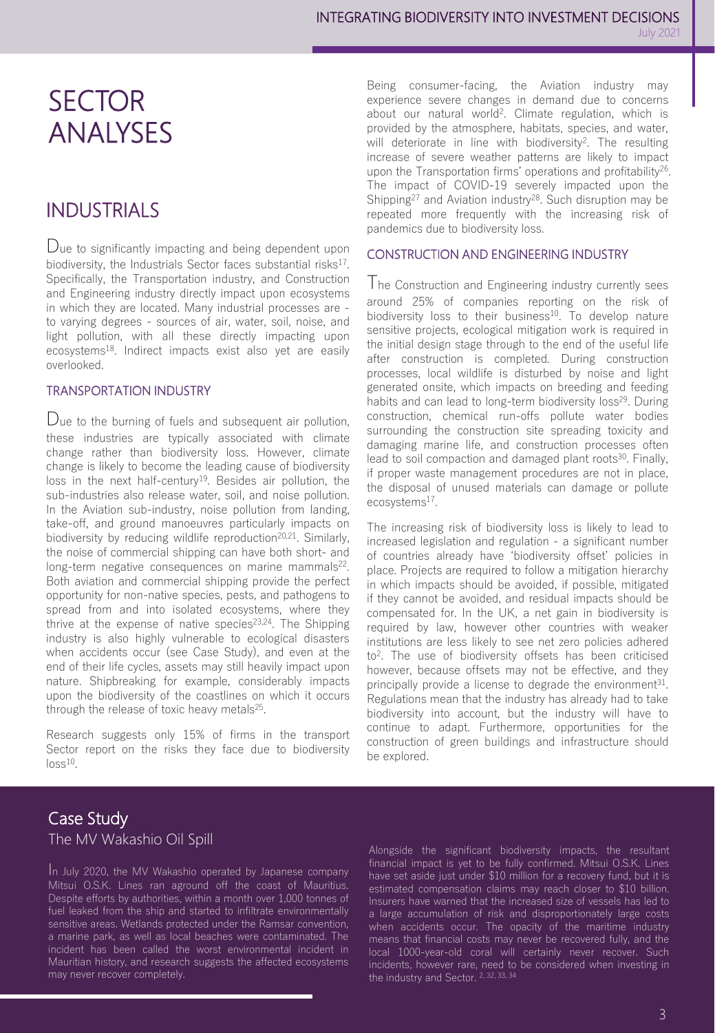# SECTOR ANALYSES

## INDUSTRIALS

Due to significantly impacting and being dependent upon biodiversity, the Industrials Sector faces substantial risks[17]. Specifically, the Transportation industry, and Construction and Engineering industry directly impact upon ecosystems in which they are located. Many industrial processes are - to varying degrees - sources of air, water, soil, noise, and light pollution, with all these directly impacting upon ecosystems[18]. Indirect impacts exist also yet are easily overlooked.

### TRANSPORTATION INDUSTRY

Due to the burning of fuels and subsequent air pollution, these industries are typically associated with climate change rather than biodiversity loss. However, climate change is likely to become the leading cause of biodiversity loss in the next half-century[19]. Besides air pollution, the sub-industries also release water, soil, and noise pollution. In the Aviation sub-industry, noise pollution from landing, take-off, and ground manoeuvres particularly impacts on biodiversity by reducing wildlife reproduction[20,21]. Similarly, the noise of commercial shipping can have both short- and long-term negative consequences on marine mammals[22]. Both aviation and commercial shipping provide the perfect opportunity for non-native species, pests, and pathogens to spread from and into isolated ecosystems, where they thrive at the expense of native species[23,24]. The Shipping industry is also highly vulnerable to ecological disasters when accidents occur (see Case Study), and even at the end of their life cycles, assets may still heavily impact upon nature. Shipbreaking for example, considerably impacts upon the biodiversity of the coastlines on which it occurs through the release of toxic heavy metals[25].

Research suggests only 15% of firms in the transport Sector report on the risks they face due to biodiversity loss[10].

Being consumer-facing, the Aviation industry may experience severe changes in demand due to concerns about our natural world[2]. Climate regulation, which is provided by the atmosphere, habitats, species, and water, will deteriorate in line with biodiversity[2]. The resulting increase of severe weather patterns are likely to impact upon the Transportation firms' operations and profitability[26]. The impact of COVID-19 severely impacted upon the Shipping[27] and Aviation industry[28]. Such disruption may be repeated more frequently with the increasing risk of pandemics due to biodiversity loss.

### CONSTRUCTION AND ENGINEERING INDUSTRY

The Construction and Engineering industry currently sees around 25% of companies reporting on the risk of biodiversity loss to their business[10]. To develop nature sensitive projects, ecological mitigation work is required in the initial design stage through to the end of the useful life after construction is completed. During construction processes, local wildlife is disturbed by noise and light generated onsite, which impacts on breeding and feeding habits and can lead to long-term biodiversity loss[29]. During construction, chemical run-offs pollute water bodies surrounding the construction site spreading toxicity and damaging marine life, and construction processes often lead to soil compaction and damaged plant roots[30]. Finally, if proper waste management procedures are not in place, the disposal of unused materials can damage or pollute ecosystems[17].

The increasing risk of biodiversity loss is likely to lead to increased legislation and regulation - a significant number of countries already have 'biodiversity offset' policies in place. Projects are required to follow a mitigation hierarchy in which impacts should be avoided, if possible, mitigated if they cannot be avoided, and residual impacts should be compensated for. In the UK, a net gain in biodiversity is required by law, however other countries with weaker institutions are less likely to see net zero policies adhered to[2]. The use of biodiversity offsets has been criticised however, because offsets may not be effective, and they principally provide a license to degrade the environment[31]. Regulations mean that the industry has already had to take biodiversity into account, but the industry will have to continue to adapt. Furthermore, opportunities for the construction of green buildings and infrastructure should be explored.

## Case Study

### The MV Wakashio Oil Spill

In July 2020, the MV Wakashio operated by Japanese company Mitsui O.S.K. Lines ran aground off the coast of Mauritius. Despite efforts by authorities, within a month over 1,000 tonnes of fuel leaked from the ship and started to infiltrate environmentally sensitive areas. Wetlands protected under the Ramsar convention, a marine park, as well as local beaches were contaminated. The incident has been called the worst environmental incident in Mauritian history, and research suggests the affected ecosystems may never recover completely.

Alongside the significant biodiversity impacts, the resultant financial impact is yet to be fully confirmed. Mitsui O.S.K. Lines have set aside just under $10 million for a recovery fund, but it is estimated compensation claims may reach closer to $10 billion. Insurers have warned that the increased size of vessels has led to a large accumulation of risk and disproportionately large costs when accidents occur. The opacity of the maritime industry means that financial costs may never be recovered fully, and the local 1000-year-old coral will certainly never recover. Such incidents, however rare, need to be considered when investing in the industry and Sector. [2, 32, 33, 34]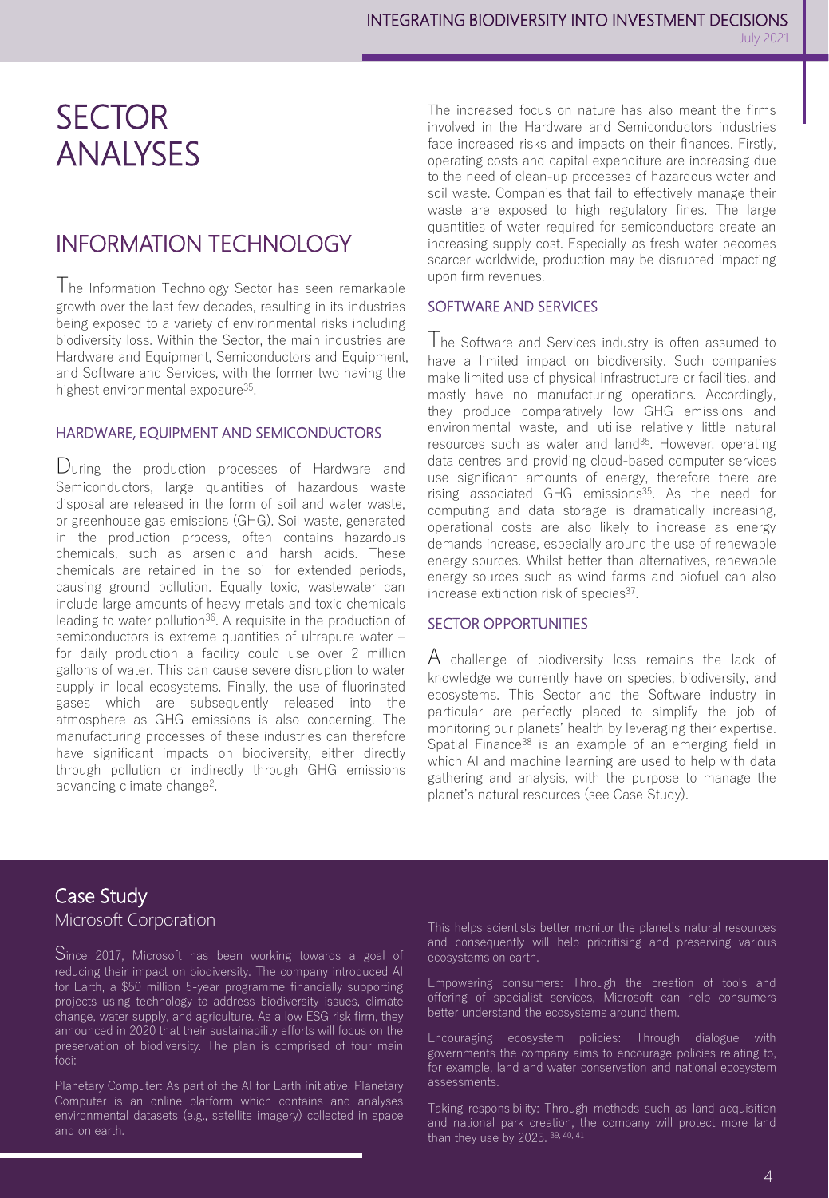# SECTOR ANALYSES

## INFORMATION TECHNOLOGY

The Information Technology Sector has seen remarkable growth over the last few decades, resulting in its industries being exposed to a variety of environmental risks including biodiversity loss. Within the Sector, the main industries are Hardware and Equipment, Semiconductors and Equipment, and Software and Services, with the former two having the highest environmental exposure[35].

### HARDWARE, EQUIPMENT AND SEMICONDUCTORS

During the production processes of Hardware and Semiconductors, large quantities of hazardous waste disposal are released in the form of soil and water waste, or greenhouse gas emissions (GHG). Soil waste, generated in the production process, often contains hazardous chemicals, such as arsenic and harsh acids. These chemicals are retained in the soil for extended periods, causing ground pollution. Equally toxic, wastewater can include large amounts of heavy metals and toxic chemicals leading to water pollution[36]. A requisite in the production of semiconductors is extreme quantities of ultrapure water – for daily production a facility could use over 2 million gallons of water. This can cause severe disruption to water supply in local ecosystems. Finally, the use of fluorinated gases which are subsequently released into the atmosphere as GHG emissions is also concerning. The manufacturing processes of these industries can therefore have significant impacts on biodiversity, either directly through pollution or indirectly through GHG emissions advancing climate change[2].

The increased focus on nature has also meant the firms involved in the Hardware and Semiconductors industries face increased risks and impacts on their finances. Firstly, operating costs and capital expenditure are increasing due to the need of clean-up processes of hazardous water and soil waste. Companies that fail to effectively manage their waste are exposed to high regulatory fines. The large quantities of water required for semiconductors create an increasing supply cost. Especially as fresh water becomes scarcer worldwide, production may be disrupted impacting upon firm revenues.

### SOFTWARE AND SERVICES

The Software and Services industry is often assumed to have a limited impact on biodiversity. Such companies make limited use of physical infrastructure or facilities, and mostly have no manufacturing operations. Accordingly, they produce comparatively low GHG emissions and environmental waste, and utilise relatively little natural resources such as water and land[35]. However, operating data centres and providing cloud-based computer services use significant amounts of energy, therefore there are rising associated GHG emissions[35]. As the need for computing and data storage is dramatically increasing, operational costs are also likely to increase as energy demands increase, especially around the use of renewable energy sources. Whilst better than alternatives, renewable energy sources such as wind farms and biofuel can also increase extinction risk of species[37].

### SECTOR OPPORTUNITIES

A challenge of biodiversity loss remains the lack of knowledge we currently have on species, biodiversity, and ecosystems. This Sector and the Software industry in particular are perfectly placed to simplify the job of monitoring our planets' health by leveraging their expertise. Spatial Finance[38] is an example of an emerging field in which AI and machine learning are used to help with data gathering and analysis, with the purpose to manage the planet's natural resources (see Case Study).

## Case Study

Microsoft Corporation

Since 2017, Microsoft has been working towards a goal of reducing their impact on biodiversity. The company introduced AI for Earth, a $50 million 5-year programme financially supporting projects using technology to address biodiversity issues, climate change, water supply, and agriculture. As a low ESG risk firm, they announced in 2020 that their sustainability efforts will focus on the preservation of biodiversity. The plan is comprised of four main foci:

Planetary Computer: As part of the AI for Earth initiative, Planetary Computer is an online platform which contains and analyses environmental datasets (e.g., satellite imagery) collected in space and on earth. This helps scientists better monitor the planet's natural resources and consequently will help prioritising and preserving various ecosystems on earth.

Empowering consumers: Through the creation of tools and offering of specialist services, Microsoft can help consumers better understand the ecosystems around them.

Encouraging ecosystem policies: Through dialogue with governments the company aims to encourage policies relating to, for example, land and water conservation and national ecosystem assessments.

Taking responsibility: Through methods such as land acquisition and national park creation, the company will protect more land than they use by 2025. [39, 40, 41]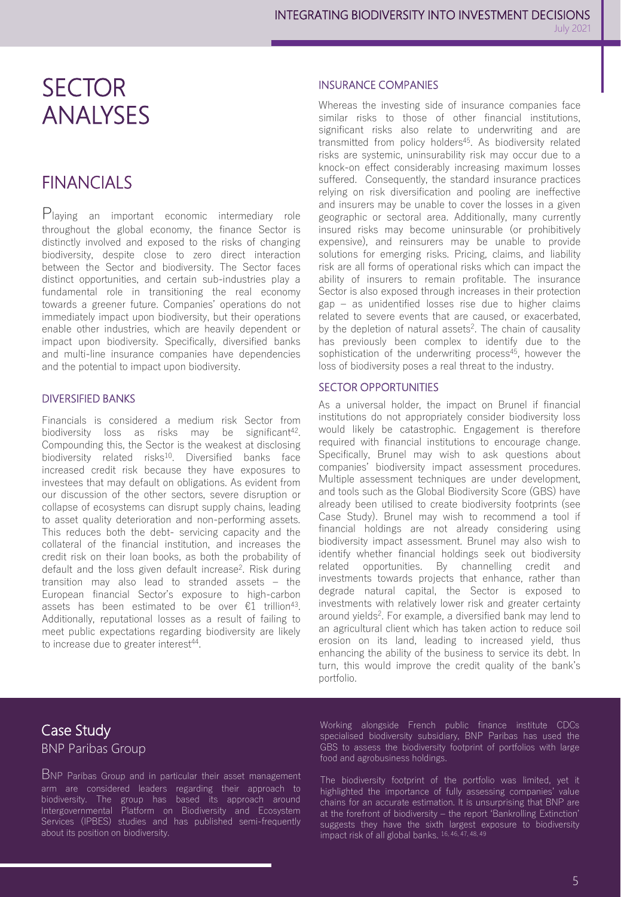# SECTOR ANALYSES

## FINANCIALS

Playing an important economic intermediary role throughout the global economy, the finance Sector is distinctly involved and exposed to the risks of changing biodiversity, despite close to zero direct interaction between the Sector and biodiversity. The Sector faces distinct opportunities, and certain sub-industries play a fundamental role in transitioning the real economy towards a greener future. Companies' operations do not immediately impact upon biodiversity, but their operations enable other industries, which are heavily dependent or impact upon biodiversity. Specifically, diversified banks and multi-line insurance companies have dependencies and the potential to impact upon biodiversity.

### DIVERSIFIED BANKS

Financials is considered a medium risk Sector from biodiversity loss as risks may be significant[42]. Compounding this, the Sector is the weakest at disclosing biodiversity related risks[10]. Diversified banks face increased credit risk because they have exposures to investees that may default on obligations. As evident from our discussion of the other sectors, severe disruption or collapse of ecosystems can disrupt supply chains, leading to asset quality deterioration and non-performing assets. This reduces both the debt- servicing capacity and the collateral of the financial institution, and increases the credit risk on their loan books, as both the probability of default and the loss given default increase[2]. Risk during transition may also lead to stranded assets – the European financial Sector's exposure to high-carbon assets has been estimated to be over €1 trillion[43]. Additionally, reputational losses as a result of failing to meet public expectations regarding biodiversity are likely to increase due to greater interest[44].

### INSURANCE COMPANIES

Whereas the investing side of insurance companies face similar risks to those of other financial institutions, significant risks also relate to underwriting and are transmitted from policy holders[45]. As biodiversity related risks are systemic, uninsurability risk may occur due to a knock-on effect considerably increasing maximum losses suffered. Consequently, the standard insurance practices relying on risk diversification and pooling are ineffective and insurers may be unable to cover the losses in a given geographic or sectoral area. Additionally, many currently insured risks may become uninsurable (or prohibitively expensive), and reinsurers may be unable to provide solutions for emerging risks. Pricing, claims, and liability risk are all forms of operational risks which can impact the ability of insurers to remain profitable. The insurance Sector is also exposed through increases in their protection gap – as unidentified losses rise due to higher claims related to severe events that are caused, or exacerbated, by the depletion of natural assets[2]. The chain of causality has previously been complex to identify due to the sophistication of the underwriting process[45], however the loss of biodiversity poses a real threat to the industry.

### SECTOR OPPORTUNITIES

As a universal holder, the impact on Brunel if financial institutions do not appropriately consider biodiversity loss would likely be catastrophic. Engagement is therefore required with financial institutions to encourage change. Specifically, Brunel may wish to ask questions about companies' biodiversity impact assessment procedures. Multiple assessment techniques are under development, and tools such as the Global Biodiversity Score (GBS) have already been utilised to create biodiversity footprints (see Case Study). Brunel may wish to recommend a tool if financial holdings are not already considering using biodiversity impact assessment. Brunel may also wish to identify whether financial holdings seek out biodiversity related opportunities. By channelling credit and investments towards projects that enhance, rather than degrade natural capital, the Sector is exposed to investments with relatively lower risk and greater certainty around yields[2]. For example, a diversified bank may lend to an agricultural client which has taken action to reduce soil erosion on its land, leading to increased yield, thus enhancing the ability of the business to service its debt. In turn, this would improve the credit quality of the bank's portfolio.

## Case Study

BNP Paribas Group

BNP Paribas Group and in particular their asset management arm are considered leaders regarding their approach to biodiversity. The group has based its approach around Intergovernmental Platform on Biodiversity and Ecosystem Services (IPBES) studies and has published semi-frequently about its position on biodiversity.

Working alongside French public finance institute CDCs specialised biodiversity subsidiary, BNP Paribas has used the GBS to assess the biodiversity footprint of portfolios with large food and agrobusiness holdings.

The biodiversity footprint of the portfolio was limited, yet it highlighted the importance of fully assessing companies' value chains for an accurate estimation. It is unsurprising that BNP are at the forefront of biodiversity – the report 'Bankrolling Extinction' suggests they have the sixth largest exposure to biodiversity impact risk of all global banks. [16, 46, 47, 48, 49]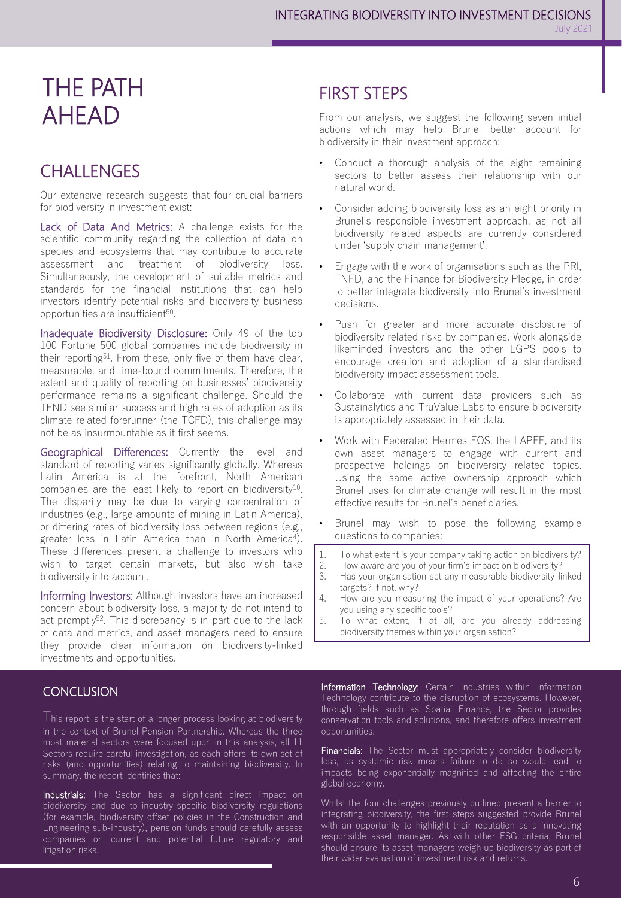# THE PATH AHEAD

## CHALLENGES

Our extensive research suggests that four crucial barriers for biodiversity in investment exist:

**Lack of Data And Metrics:** A challenge exists for the scientific community regarding the collection of data on species and ecosystems that may contribute to accurate assessment and treatment of biodiversity loss. Simultaneously, the development of suitable metrics and standards for the financial institutions that can help investors identify potential risks and biodiversity business opportunities are insufficient[50].

**Inadequate Biodiversity Disclosure:** Only 49 of the top 100 Fortune 500 global companies include biodiversity in their reporting[51]. From these, only five of them have clear, measurable, and time-bound commitments. Therefore, the extent and quality of reporting on businesses' biodiversity performance remains a significant challenge. Should the TFND see similar success and high rates of adoption as its climate related forerunner (the TCFD), this challenge may not be as insurmountable as it first seems.

**Geographical Differences:** Currently the level and standard of reporting varies significantly globally. Whereas Latin America is at the forefront, North American companies are the least likely to report on biodiversity[10]. The disparity may be due to varying concentration of industries (e.g., large amounts of mining in Latin America), or differing rates of biodiversity loss between regions (e.g., greater loss in Latin America than in North America[4]). These differences present a challenge to investors who wish to target certain markets, but also wish take biodiversity into account.

**Informing Investors:** Although investors have an increased concern about biodiversity loss, a majority do not intend to act promptly[52]. This discrepancy is in part due to the lack of data and metrics, and asset managers need to ensure they provide clear information on biodiversity-linked investments and opportunities.

## FIRST STEPS

From our analysis, we suggest the following seven initial actions which may help Brunel better account for biodiversity in their investment approach:

- Conduct a thorough analysis of the eight remaining sectors to better assess their relationship with our natural world.
- Consider adding biodiversity loss as an eight priority in Brunel's responsible investment approach, as not all biodiversity related aspects are currently considered under 'supply chain management'.
- Engage with the work of organisations such as the PRI, TNFD, and the Finance for Biodiversity Pledge, in order to better integrate biodiversity into Brunel's investment decisions.
- Push for greater and more accurate disclosure of biodiversity related risks by companies. Work alongside likeminded investors and the other LGPS pools to encourage creation and adoption of a standardised biodiversity impact assessment tools.
- Collaborate with current data providers such as Sustainalytics and TruValue Labs to ensure biodiversity is appropriately assessed in their data.
- Work with Federated Hermes EOS, the LAPFF, and its own asset managers to engage with current and prospective holdings on biodiversity related topics. Using the same active ownership approach which Brunel uses for climate change will result in the most effective results for Brunel's beneficiaries.
- Brunel may wish to pose the following example questions to companies:

1. To what extent is your company taking action on biodiversity?
2. How aware are you of your firm's impact on biodiversity?
3. Has your organisation set any measurable biodiversity-linked targets? If not, why?
4. How are you measuring the impact of your operations? Are you using any specific tools?
5. To what extent, if at all, are you already addressing biodiversity themes within your organisation?

## CONCLUSION

This report is the start of a longer process looking at biodiversity in the context of Brunel Pension Partnership. Whereas the three most material sectors were focused upon in this analysis, all 11 Sectors require careful investigation, as each offers its own set of risks (and opportunities) relating to maintaining biodiversity. In summary, the report identifies that:

**Industrials:** The Sector has a significant direct impact on biodiversity and due to industry-specific biodiversity regulations (for example, biodiversity offset policies in the Construction and Engineering sub-industry), pension funds should carefully assess companies on current and potential future regulatory and litigation risks.

**Information Technology:** Certain industries within Information Technology contribute to the disruption of ecosystems. However, through fields such as Spatial Finance, the Sector provides conservation tools and solutions, and therefore offers investment opportunities.

**Financials:** The Sector must appropriately consider biodiversity loss, as systemic risk means failure to do so would lead to impacts being exponentially magnified and affecting the entire global economy.

Whilst the four challenges previously outlined present a barrier to integrating biodiversity, the first steps suggested provide Brunel with an opportunity to highlight their reputation as a innovating responsible asset manager. As with other ESG criteria, Brunel should ensure its asset managers weigh up biodiversity as part of their wider evaluation of investment risk and returns.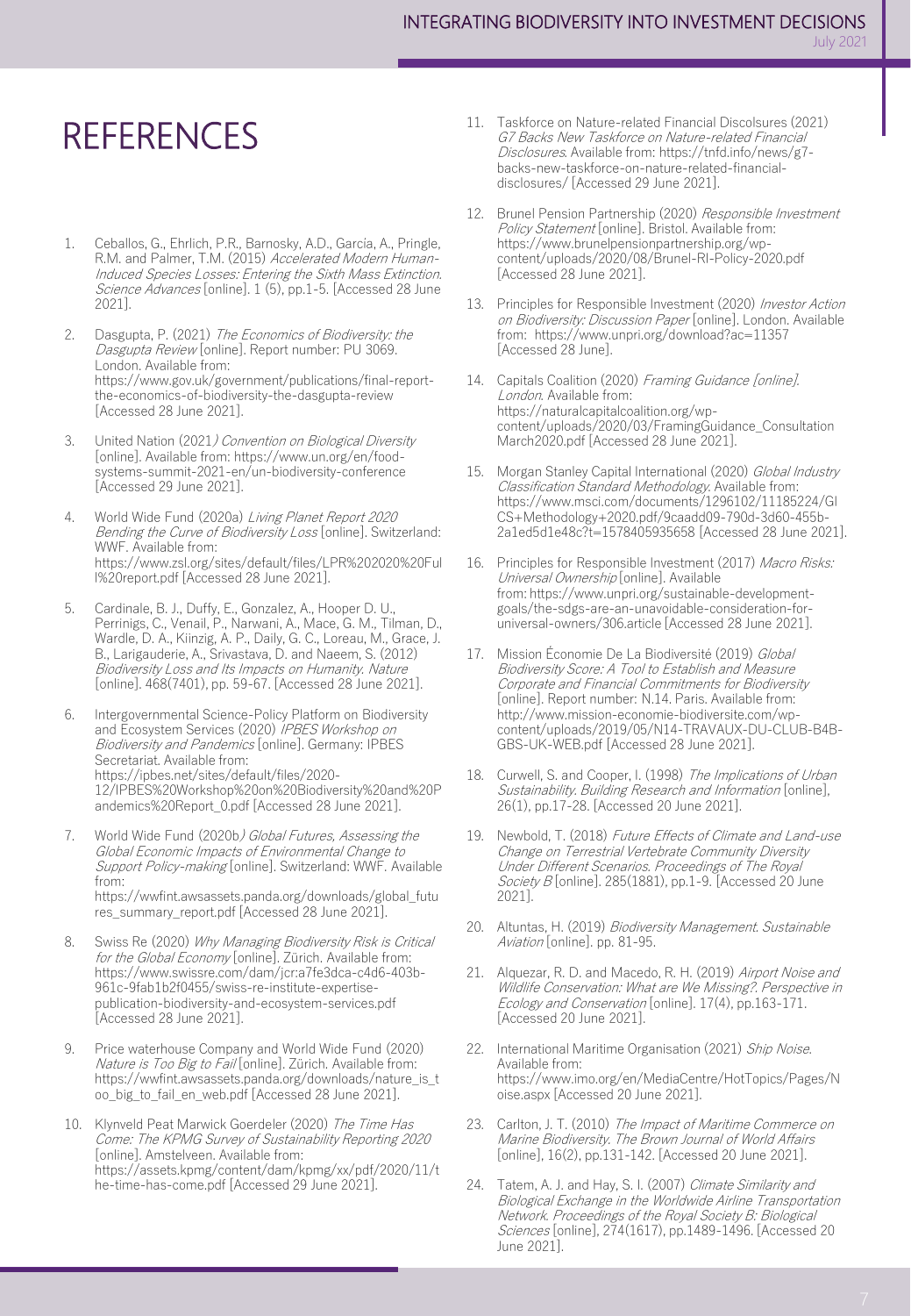# REFERENCES

1. Ceballos, G., Ehrlich, P.R., Barnosky, A.D., García, A., Pringle, R.M. and Palmer, T.M. (2015) *Accelerated Modern Human-Induced Species Losses: Entering the Sixth Mass Extinction. Science Advances* [online]. 1 (5), pp.1-5. [Accessed 28 June 2021].

2. Dasgupta, P. (2021) *The Economics of Biodiversity: the Dasgupta Review* [online]. Report number: PU 3069. London. Available from: https://www.gov.uk/government/publications/final-report-the-economics-of-biodiversity-the-dasgupta-review [Accessed 28 June 2021].

3. United Nation (2021*) Convention on Biological Diversity* [online]. Available from: https://www.un.org/en/food-systems-summit-2021-en/un-biodiversity-conference [Accessed 29 June 2021].

4. World Wide Fund (2020a) *Living Planet Report 2020 Bending the Curve of Biodiversity Loss* [online]. Switzerland: WWF. Available from: https://www.zsl.org/sites/default/files/LPR%202020%20Full%20report.pdf [Accessed 28 June 2021].

5. Cardinale, B. J., Duffy, E., Gonzalez, A., Hooper D. U., Perrinigs, C., Venail, P., Narwani, A., Mace, G. M., Tilman, D., Wardle, D. A., Kiinzig, A. P., Daily, G. C., Loreau, M., Grace, J. B., Larigauderie, A., Srivastava, D. and Naeem, S. (2012) *Biodiversity Loss and Its Impacts on Humanity. Nature* [online]. 468(7401), pp. 59-67. [Accessed 28 June 2021].

6. Intergovernmental Science-Policy Platform on Biodiversity and Ecosystem Services (2020) *IPBES Workshop on Biodiversity and Pandemics* [online]. Germany: IPBES Secretariat. Available from: https://ipbes.net/sites/default/files/2020-12/IPBES%20Workshop%20on%20Biodiversity%20and%20Pandemics%20Report_0.pdf [Accessed 28 June 2021].

7. World Wide Fund (2020b*) Global Futures, Assessing the Global Economic Impacts of Environmental Change to Support Policy-making* [online]. Switzerland: WWF. Available from: https://wwfint.awsassets.panda.org/downloads/global_futures_summary_report.pdf [Accessed 28 June 2021].

8. Swiss Re (2020) *Why Managing Biodiversity Risk is Critical for the Global Economy* [online]. Zürich. Available from: https://www.swissre.com/dam/jcr:a7fe3dca-c4d6-403b-961c-9fab1b2f0455/swiss-re-institute-expertise-publication-biodiversity-and-ecosystem-services.pdf [Accessed 28 June 2021].

9. Price waterhouse Company and World Wide Fund (2020) *Nature is Too Big to Fail* [online]. Zürich. Available from: https://wwfint.awsassets.panda.org/downloads/nature_is_too_big_to_fail_en_web.pdf [Accessed 28 June 2021].

10. Klynveld Peat Marwick Goerdeler (2020) *The Time Has Come: The KPMG Survey of Sustainability Reporting 2020* [online]. Amstelveen. Available from: https://assets.kpmg/content/dam/kpmg/xx/pdf/2020/11/the-time-has-come.pdf [Accessed 29 June 2021].

11. Taskforce on Nature-related Financial Discolsures (2021) *G7 Backs New Taskforce on Nature-related Financial Disclosures*. Available from: https://tnfd.info/news/g7-backs-new-taskforce-on-nature-related-financial-disclosures/ [Accessed 29 June 2021].

12. Brunel Pension Partnership (2020) *Responsible Investment Policy Statement* [online]. Bristol. Available from: https://www.brunelpensionpartnership.org/wp-content/uploads/2020/08/Brunel-RI-Policy-2020.pdf [Accessed 28 June 2021].

13. Principles for Responsible Investment (2020) *Investor Action on Biodiversity: Discussion Paper* [online]. London. Available from: https://www.unpri.org/download?ac=11357 [Accessed 28 June].

14. Capitals Coalition (2020) *Framing Guidance [online]. London.* Available from: https://naturalcapitalcoalition.org/wp-content/uploads/2020/03/FramingGuidance_ConsultationMarch2020.pdf [Accessed 28 June 2021].

15. Morgan Stanley Capital International (2020) *Global Industry Classification Standard Methodology*. Available from: https://www.msci.com/documents/1296102/11185224/GICS+Methodology+2020.pdf/9caadd09-790d-3d60-455b-2a1ed5d1e48c?t=1578405935658 [Accessed 28 June 2021].

16. Principles for Responsible Investment (2017) *Macro Risks: Universal Ownership* [online]. Available from: https://www.unpri.org/sustainable-development-goals/the-sdgs-are-an-unavoidable-consideration-for-universal-owners/306.article [Accessed 28 June 2021].

17. Mission Économie De La Biodiversité (2019) *Global Biodiversity Score: A Tool to Establish and Measure Corporate and Financial Commitments for Biodiversity* [online]. Report number: N.14. Paris. Available from: http://www.mission-economie-biodiversite.com/wp-content/uploads/2019/05/N14-TRAVAUX-DU-CLUB-B4B-GBS-UK-WEB.pdf [Accessed 28 June 2021].

18. Curwell, S. and Cooper, I. (1998) *The Implications of Urban Sustainability. Building Research and Information* [online], 26(1), pp.17-28. [Accessed 20 June 2021].

19. Newbold, T. (2018) *Future Effects of Climate and Land-use Change on Terrestrial Vertebrate Community Diversity Under Different Scenarios. Proceedings of The Royal Society B* [online]. 285(1881), pp.1-9. [Accessed 20 June 2021].

20. Altuntas, H. (2019) *Biodiversity Management. Sustainable Aviation* [online]. pp. 81-95.

21. Alquezar, R. D. and Macedo, R. H. (2019) *Airport Noise and Wildlife Conservation: What are We Missing?. Perspective in Ecology and Conservation* [online]. 17(4), pp.163-171. [Accessed 20 June 2021].

22. International Maritime Organisation (2021) *Ship Noise*. Available from: https://www.imo.org/en/MediaCentre/HotTopics/Pages/Noise.aspx [Accessed 20 June 2021].

23. Carlton, J. T. (2010) *The Impact of Maritime Commerce on Marine Biodiversity. The Brown Journal of World Affairs* [online], 16(2), pp.131-142. [Accessed 20 June 2021].

24. Tatem, A. J. and Hay, S. I. (2007) *Climate Similarity and Biological Exchange in the Worldwide Airline Transportation Network. Proceedings of the Royal Society B: Biological Sciences* [online], 274(1617), pp.1489-1496. [Accessed 20 June 2021].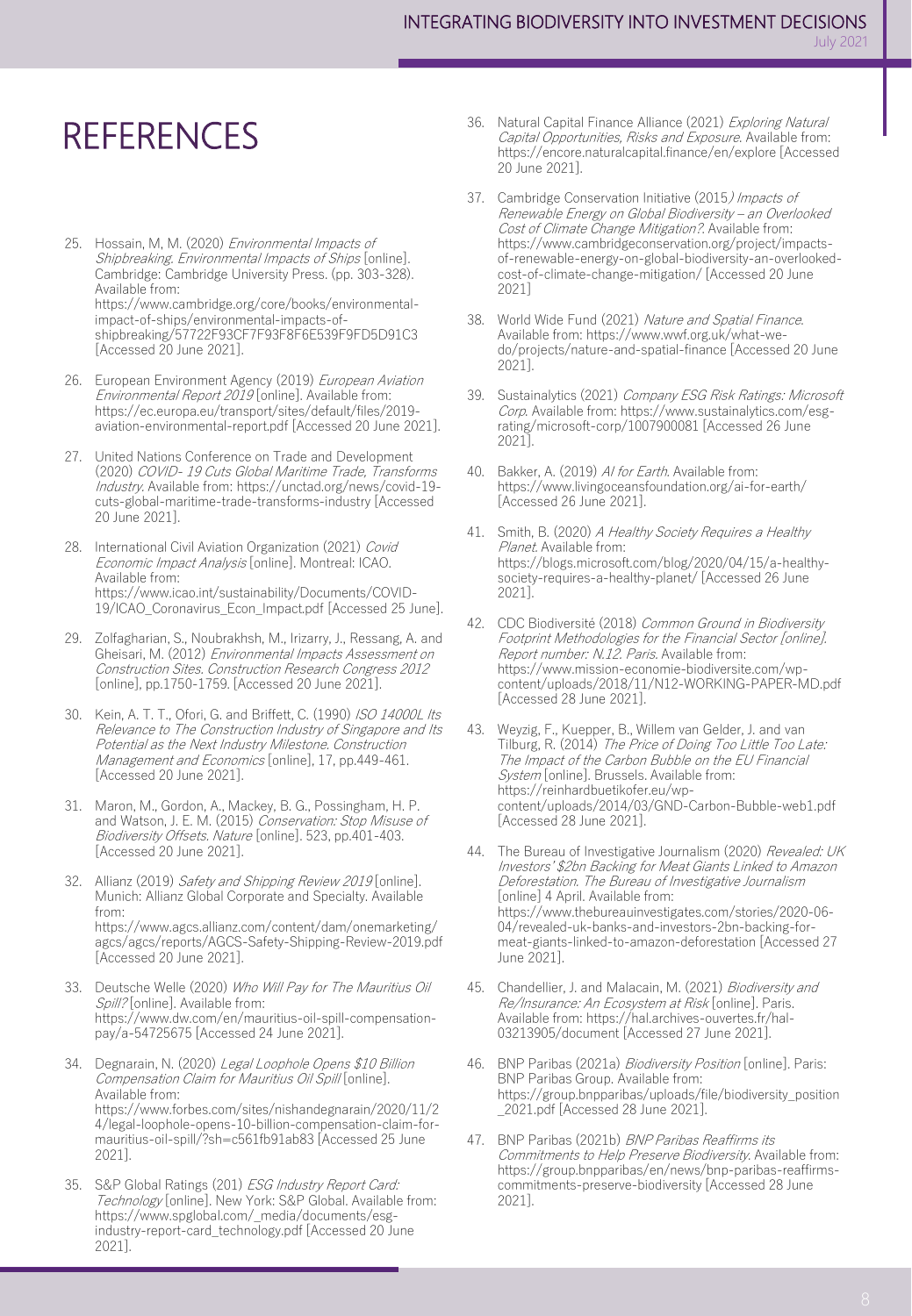# REFERENCES

25. Hossain, M, M. (2020) *Environmental Impacts of Shipbreaking. Environmental Impacts of Ships* [online]. Cambridge: Cambridge University Press. (pp. 303-328). Available from: https://www.cambridge.org/core/books/environmental-impact-of-ships/environmental-impacts-of-shipbreaking/57722F93CF7F93F8F6E539F9FD5D91C3 [Accessed 20 June 2021].

26. European Environment Agency (2019) *European Aviation Environmental Report 2019* [online]. Available from: https://ec.europa.eu/transport/sites/default/files/2019-aviation-environmental-report.pdf [Accessed 20 June 2021].

27. United Nations Conference on Trade and Development (2020) *COVID- 19 Cuts Global Maritime Trade, Transforms Industry*. Available from: https://unctad.org/news/covid-19-cuts-global-maritime-trade-transforms-industry [Accessed 20 June 2021].

28. International Civil Aviation Organization (2021) *Covid Economic Impact Analysis* [online]. Montreal: ICAO. Available from: https://www.icao.int/sustainability/Documents/COVID-19/ICAO_Coronavirus_Econ_Impact.pdf [Accessed 25 June].

29. Zolfagharian, S., Noubrakhsh, M., Irizarry, J., Ressang, A. and Gheisari, M. (2012) *Environmental Impacts Assessment on Construction Sites. Construction Research Congress 2012* [online], pp.1750-1759. [Accessed 20 June 2021].

30. Kein, A. T. T., Ofori, G. and Briffett, C. (1990) *ISO 14000L Its Relevance to The Construction Industry of Singapore and Its Potential as the Next Industry Milestone. Construction Management and Economics* [online], 17, pp.449-461. [Accessed 20 June 2021].

31. Maron, M., Gordon, A., Mackey, B. G., Possingham, H. P. and Watson, J. E. M. (2015) *Conservation: Stop Misuse of Biodiversity Offsets. Nature* [online]. 523, pp.401-403. [Accessed 20 June 2021].

32. Allianz (2019) *Safety and Shipping Review 2019* [online]. Munich: Allianz Global Corporate and Specialty. Available from: https://www.agcs.allianz.com/content/dam/onemarketing/agcs/agcs/reports/AGCS-Safety-Shipping-Review-2019.pdf [Accessed 20 June 2021].

33. Deutsche Welle (2020) *Who Will Pay for The Mauritius Oil Spill?* [online]. Available from: https://www.dw.com/en/mauritius-oil-spill-compensation-pay/a-54725675 [Accessed 24 June 2021].

34. Degnarain, N. (2020) *Legal Loophole Opens $10 Billion Compensation Claim for Mauritius Oil Spill* [online]. Available from: https://www.forbes.com/sites/nishandegnarain/2020/11/24/legal-loophole-opens-10-billion-compensation-claim-for-mauritius-oil-spill/?sh=c561fb91ab83 [Accessed 25 June 2021].

35. S&P Global Ratings (201) *ESG Industry Report Card: Technology* [online]. New York: S&P Global. Available from: https://www.spglobal.com/_media/documents/esg-industry-report-card_technology.pdf [Accessed 20 June 2021].

36. Natural Capital Finance Alliance (2021) *Exploring Natural Capital Opportunities, Risks and Exposure*. Available from: https://encore.naturalcapital.finance/en/explore [Accessed 20 June 2021].

37. Cambridge Conservation Initiative (2015*) Impacts of Renewable Energy on Global Biodiversity – an Overlooked Cost of Climate Change Mitigation?*. Available from: https://www.cambridgeconservation.org/project/impacts-of-renewable-energy-on-global-biodiversity-an-overlooked-cost-of-climate-change-mitigation/ [Accessed 20 June 2021]

38. World Wide Fund (2021) *Nature and Spatial Finance*. Available from: https://www.wwf.org.uk/what-we-do/projects/nature-and-spatial-finance [Accessed 20 June 2021].

39. Sustainalytics (2021) *Company ESG Risk Ratings: Microsoft Corp*. Available from: https://www.sustainalytics.com/esg-rating/microsoft-corp/1007900081 [Accessed 26 June 2021].

40. Bakker, A. (2019) *AI for Earth*. Available from: https://www.livingoceansfoundation.org/ai-for-earth/ [Accessed 26 June 2021].

41. Smith, B. (2020) *A Healthy Society Requires a Healthy Planet*. Available from: https://blogs.microsoft.com/blog/2020/04/15/a-healthy-society-requires-a-healthy-planet/ [Accessed 26 June 2021].

42. CDC Biodiversité (2018) *Common Ground in Biodiversity Footprint Methodologies for the Financial Sector [online]. Report number: N.12. Paris*. Available from: https://www.mission-economie-biodiversite.com/wp-content/uploads/2018/11/N12-WORKING-PAPER-MD.pdf [Accessed 28 June 2021].

43. Weyzig, F., Kuepper, B., Willem van Gelder, J. and van Tilburg, R. (2014) *The Price of Doing Too Little Too Late: The Impact of the Carbon Bubble on the EU Financial System* [online]. Brussels. Available from: https://reinhardbuetikofer.eu/wp-content/uploads/2014/03/GND-Carbon-Bubble-web1.pdf [Accessed 28 June 2021].

44. The Bureau of Investigative Journalism (2020) *Revealed: UK Investors' $2bn Backing for Meat Giants Linked to Amazon Deforestation. The Bureau of Investigative Journalism* [online] 4 April. Available from: https://www.thebureauinvestigates.com/stories/2020-06-04/revealed-uk-banks-and-investors-2bn-backing-for-meat-giants-linked-to-amazon-deforestation [Accessed 27 June 2021].

45. Chandellier, J. and Malacain, M. (2021) *Biodiversity and Re/Insurance: An Ecosystem at Risk* [online]. Paris. Available from: https://hal.archives-ouvertes.fr/hal-03213905/document [Accessed 27 June 2021].

46. BNP Paribas (2021a) *Biodiversity Position* [online]. Paris: BNP Paribas Group. Available from: https://group.bnpparibas/uploads/file/biodiversity_position_2021.pdf [Accessed 28 June 2021].

47. BNP Paribas (2021b) *BNP Paribas Reaffirms its Commitments to Help Preserve Biodiversity*. Available from: https://group.bnpparibas/en/news/bnp-paribas-reaffirms-commitments-preserve-biodiversity [Accessed 28 June 2021].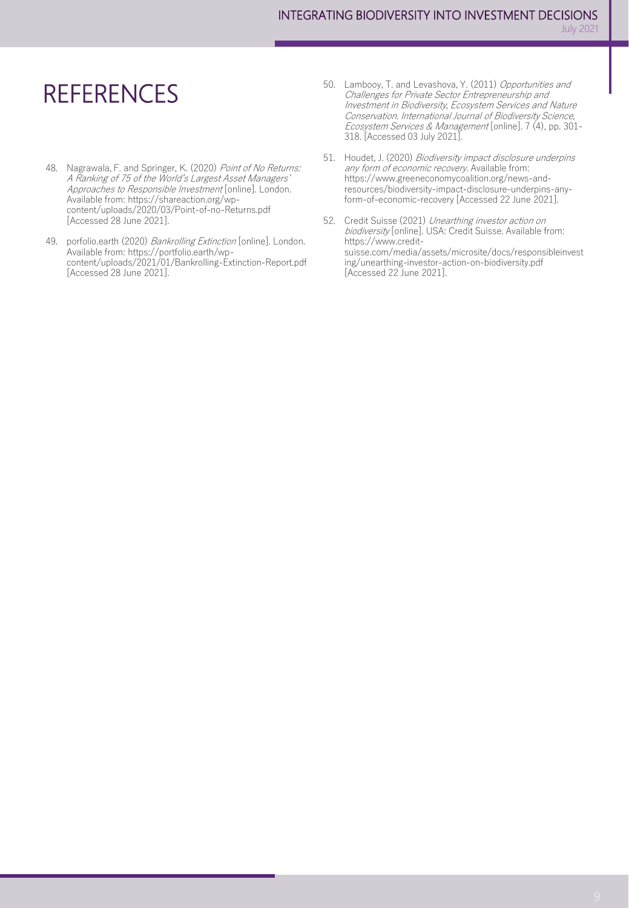# REFERENCES

48. Nagrawala, F. and Springer, K. (2020) *Point of No Returns: A Ranking of 75 of the World's Largest Asset Managers' Approaches to Responsible Investment* [online]. London. Available from: https://shareaction.org/wp-content/uploads/2020/03/Point-of-no-Returns.pdf [Accessed 28 June 2021].

49. porfolio.earth (2020) *Bankrolling Extinction* [online]. London. Available from: https://portfolio.earth/wp-content/uploads/2021/01/Bankrolling-Extinction-Report.pdf [Accessed 28 June 2021].

50. Lambooy, T. and Levashova, Y. (2011) *Opportunities and Challenges for Private Sector Entrepreneurship and Investment in Biodiversity, Ecosystem Services and Nature Conservation. International Journal of Biodiversity Science, Ecosystem Services & Management* [online]. 7 (4), pp. 301-318. [Accessed 03 July 2021].

51. Houdet, J. (2020) *Biodiversity impact disclosure underpins any form of economic recovery*. Available from: https://www.greeneconomycoalition.org/news-and-resources/biodiversity-impact-disclosure-underpins-any-form-of-economic-recovery [Accessed 22 June 2021].

52. Credit Suisse (2021) *Unearthing investor action on biodiversity* [online]. USA: Credit Suisse. Available from: https://www.credit-suisse.com/media/assets/microsite/docs/responsibleinvesting/unearthing-investor-action-on-biodiversity.pdf [Accessed 22 June 2021].